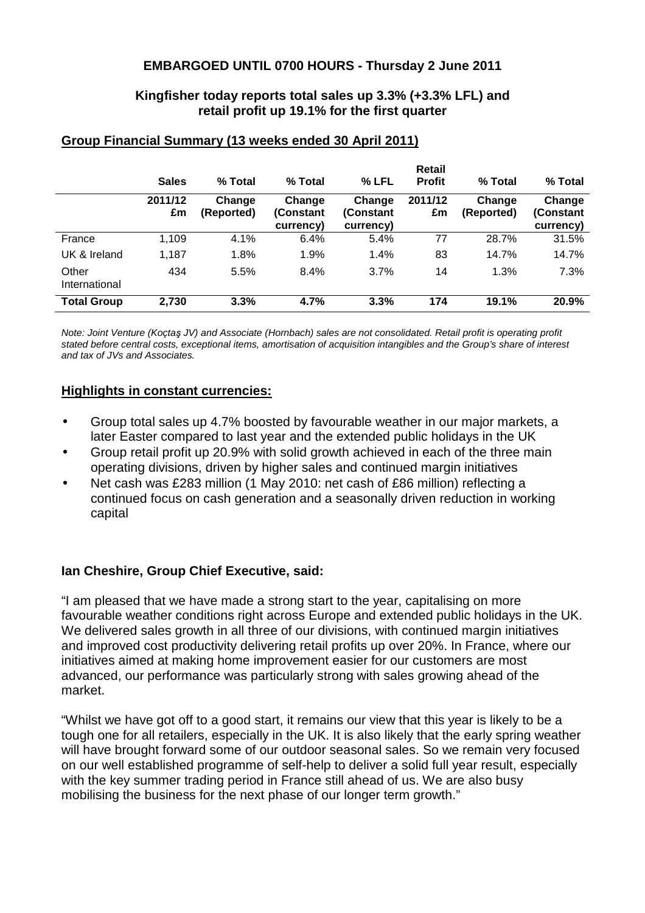**EMBARGOED UNTIL 0700 HOURS - Thursday 2 June 2011**

**Kingfisher today reports total sales up 3.3% (+3.3% LFL) and retail profit up 19.1% for the first quarter**

## Group Financial Summary (13 weeks ended 30 April 2011)

| | Sales | % Total | % Total | % LFL | Retail Profit | % Total | % Total |
|---|---|---|---|---|---|---|---|
| | **2011/12 £m** | **Change (Reported)** | **Change (Constant currency)** | **Change (Constant currency)** | **2011/12 £m** | **Change (Reported)** | **Change (Constant currency)** |
| France | 1,109 | 4.1% | 6.4% | 5.4% | 77 | 28.7% | 31.5% |
| UK & Ireland | 1,187 | 1.8% | 1.9% | 1.4% | 83 | 14.7% | 14.7% |
| Other International | 434 | 5.5% | 8.4% | 3.7% | 14 | 1.3% | 7.3% |
| **Total Group** | **2,730** | **3.3%** | **4.7%** | **3.3%** | **174** | **19.1%** | **20.9%** |

*Note: Joint Venture (Koçtaş JV) and Associate (Hornbach) sales are not consolidated. Retail profit is operating profit stated before central costs, exceptional items, amortisation of acquisition intangibles and the Group's share of interest and tax of JVs and Associates.*

## Highlights in constant currencies:

- Group total sales up 4.7% boosted by favourable weather in our major markets, a later Easter compared to last year and the extended public holidays in the UK
- Group retail profit up 20.9% with solid growth achieved in each of the three main operating divisions, driven by higher sales and continued margin initiatives
- Net cash was £283 million (1 May 2010: net cash of £86 million) reflecting a continued focus on cash generation and a seasonally driven reduction in working capital

**Ian Cheshire, Group Chief Executive, said:**

"I am pleased that we have made a strong start to the year, capitalising on more favourable weather conditions right across Europe and extended public holidays in the UK. We delivered sales growth in all three of our divisions, with continued margin initiatives and improved cost productivity delivering retail profits up over 20%. In France, where our initiatives aimed at making home improvement easier for our customers are most advanced, our performance was particularly strong with sales growing ahead of the market.

"Whilst we have got off to a good start, it remains our view that this year is likely to be a tough one for all retailers, especially in the UK. It is also likely that the early spring weather will have brought forward some of our outdoor seasonal sales. So we remain very focused on our well established programme of self-help to deliver a solid full year result, especially with the key summer trading period in France still ahead of us. We are also busy mobilising the business for the next phase of our longer term growth."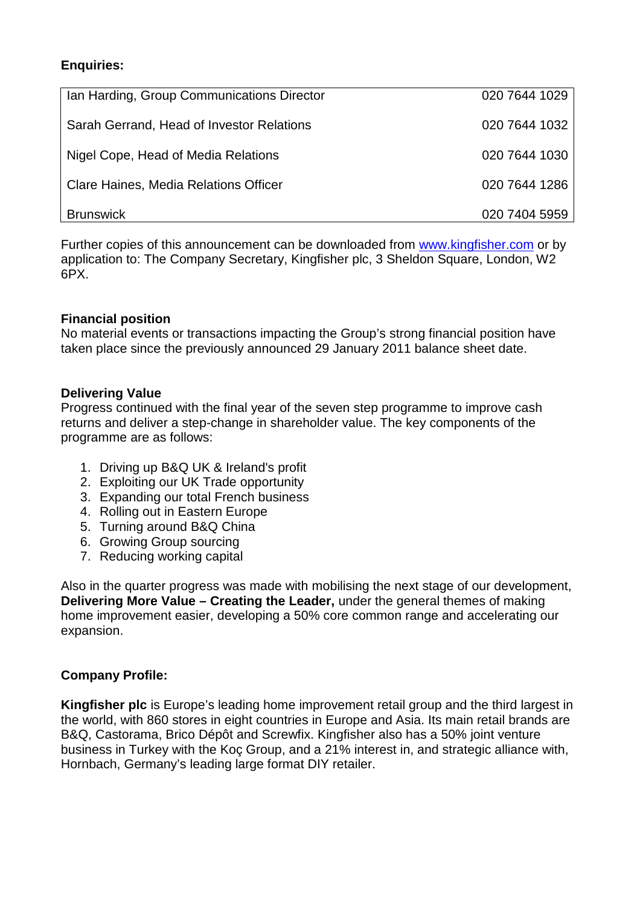**Enquiries:**

| | |
|---|---|
| Ian Harding, Group Communications Director | 020 7644 1029 |
| Sarah Gerrand, Head of Investor Relations | 020 7644 1032 |
| Nigel Cope, Head of Media Relations | 020 7644 1030 |
| Clare Haines, Media Relations Officer | 020 7644 1286 |
| Brunswick | 020 7404 5959 |

Further copies of this announcement can be downloaded from www.kingfisher.com or by application to: The Company Secretary, Kingfisher plc, 3 Sheldon Square, London, W2 6PX.

**Financial position**

No material events or transactions impacting the Group's strong financial position have taken place since the previously announced 29 January 2011 balance sheet date.

**Delivering Value**

Progress continued with the final year of the seven step programme to improve cash returns and deliver a step-change in shareholder value. The key components of the programme are as follows:

1. Driving up B&Q UK & Ireland's profit
2. Exploiting our UK Trade opportunity
3. Expanding our total French business
4. Rolling out in Eastern Europe
5. Turning around B&Q China
6. Growing Group sourcing
7. Reducing working capital

Also in the quarter progress was made with mobilising the next stage of our development, **Delivering More Value – Creating the Leader,** under the general themes of making home improvement easier, developing a 50% core common range and accelerating our expansion.

**Company Profile:**

**Kingfisher plc** is Europe's leading home improvement retail group and the third largest in the world, with 860 stores in eight countries in Europe and Asia. Its main retail brands are B&Q, Castorama, Brico Dépôt and Screwfix. Kingfisher also has a 50% joint venture business in Turkey with the Koç Group, and a 21% interest in, and strategic alliance with, Hornbach, Germany's leading large format DIY retailer.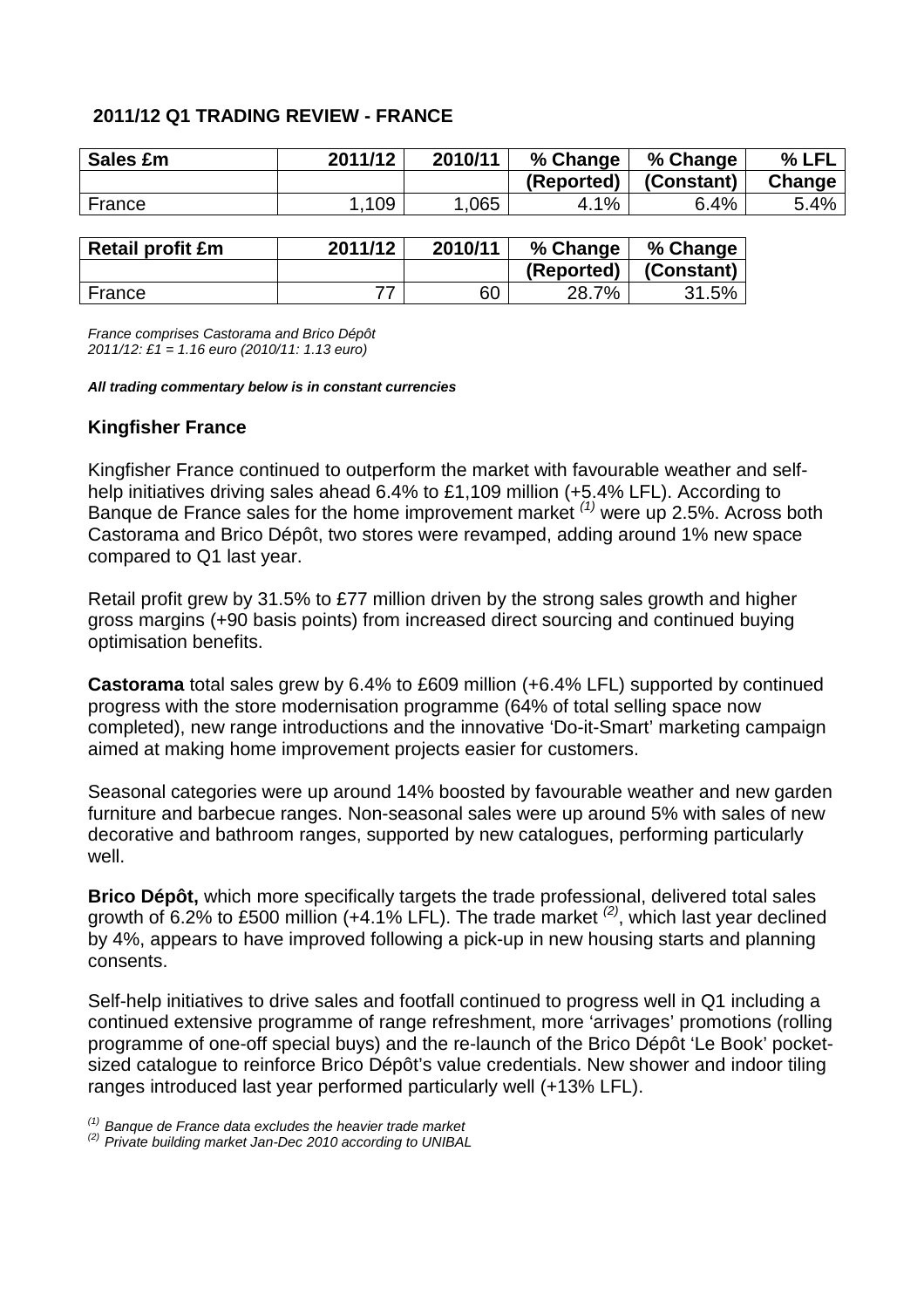## 2011/12 Q1 TRADING REVIEW - FRANCE

| Sales £m | 2011/12 | 2010/11 | % Change (Reported) | % Change (Constant) | % LFL Change |
|---|---|---|---|---|---|
| France | 1,109 | 1,065 | 4.1% | 6.4% | 5.4% |

| Retail profit £m | 2011/12 | 2010/11 | % Change (Reported) | % Change (Constant) |
|---|---|---|---|---|
| France | 77 | 60 | 28.7% | 31.5% |

*France comprises Castorama and Brico Dépôt*
*2011/12: £1 = 1.16 euro (2010/11: 1.13 euro)*

***All trading commentary below is in constant currencies***

### Kingfisher France

Kingfisher France continued to outperform the market with favourable weather and self-help initiatives driving sales ahead 6.4% to £1,109 million (+5.4% LFL). According to Banque de France sales for the home improvement market [(1)] were up 2.5%. Across both Castorama and Brico Dépôt, two stores were revamped, adding around 1% new space compared to Q1 last year.

Retail profit grew by 31.5% to £77 million driven by the strong sales growth and higher gross margins (+90 basis points) from increased direct sourcing and continued buying optimisation benefits.

**Castorama** total sales grew by 6.4% to £609 million (+6.4% LFL) supported by continued progress with the store modernisation programme (64% of total selling space now completed), new range introductions and the innovative 'Do-it-Smart' marketing campaign aimed at making home improvement projects easier for customers.

Seasonal categories were up around 14% boosted by favourable weather and new garden furniture and barbecue ranges. Non-seasonal sales were up around 5% with sales of new decorative and bathroom ranges, supported by new catalogues, performing particularly well.

**Brico Dépôt,** which more specifically targets the trade professional, delivered total sales growth of 6.2% to £500 million (+4.1% LFL). The trade market [(2)], which last year declined by 4%, appears to have improved following a pick-up in new housing starts and planning consents.

Self-help initiatives to drive sales and footfall continued to progress well in Q1 including a continued extensive programme of range refreshment, more 'arrivages' promotions (rolling programme of one-off special buys) and the re-launch of the Brico Dépôt 'Le Book' pocket-sized catalogue to reinforce Brico Dépôt's value credentials. New shower and indoor tiling ranges introduced last year performed particularly well (+13% LFL).

*[(1)] Banque de France data excludes the heavier trade market*
*[(2)] Private building market Jan-Dec 2010 according to UNIBAL*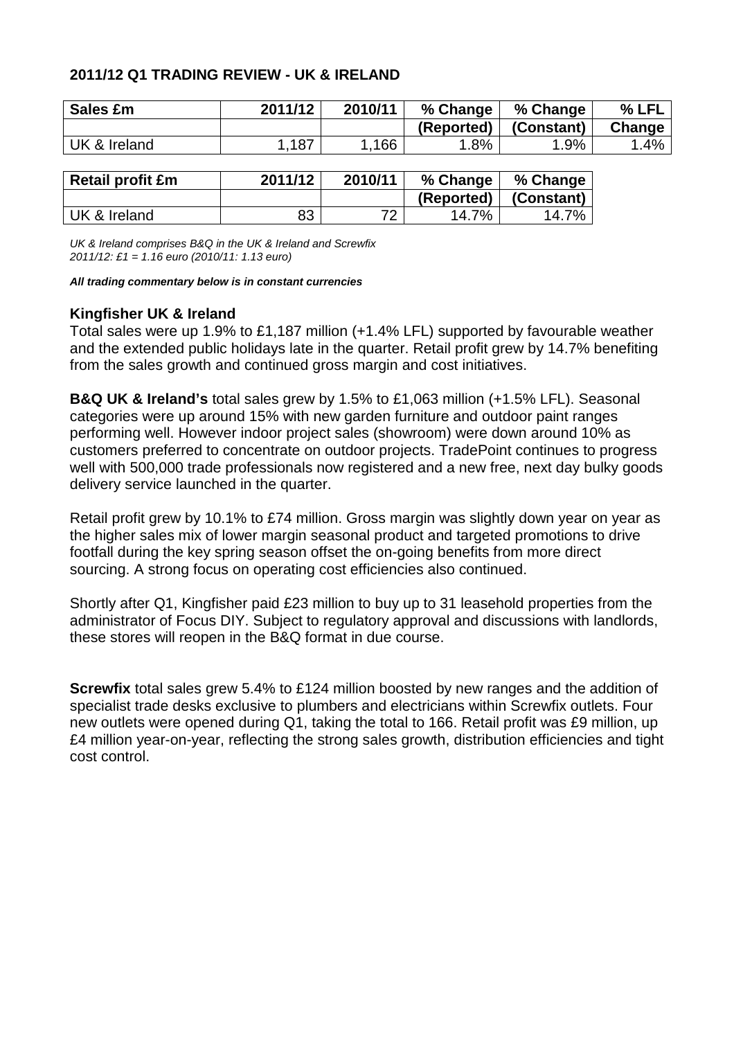## 2011/12 Q1 TRADING REVIEW - UK & IRELAND

| Sales £m | 2011/12 | 2010/11 | % Change (Reported) | % Change (Constant) | % LFL Change |
|---|---|---|---|---|---|
| UK & Ireland | 1,187 | 1,166 | 1.8% | 1.9% | 1.4% |

| Retail profit £m | 2011/12 | 2010/11 | % Change (Reported) | % Change (Constant) |
|---|---|---|---|---|
| UK & Ireland | 83 | 72 | 14.7% | 14.7% |

*UK & Ireland comprises B&Q in the UK & Ireland and Screwfix*
*2011/12: £1 = 1.16 euro (2010/11: 1.13 euro)*

***All trading commentary below is in constant currencies***

### Kingfisher UK & Ireland

Total sales were up 1.9% to £1,187 million (+1.4% LFL) supported by favourable weather and the extended public holidays late in the quarter. Retail profit grew by 14.7% benefiting from the sales growth and continued gross margin and cost initiatives.

**B&Q UK & Ireland's** total sales grew by 1.5% to £1,063 million (+1.5% LFL). Seasonal categories were up around 15% with new garden furniture and outdoor paint ranges performing well. However indoor project sales (showroom) were down around 10% as customers preferred to concentrate on outdoor projects. TradePoint continues to progress well with 500,000 trade professionals now registered and a new free, next day bulky goods delivery service launched in the quarter.

Retail profit grew by 10.1% to £74 million. Gross margin was slightly down year on year as the higher sales mix of lower margin seasonal product and targeted promotions to drive footfall during the key spring season offset the on-going benefits from more direct sourcing. A strong focus on operating cost efficiencies also continued.

Shortly after Q1, Kingfisher paid £23 million to buy up to 31 leasehold properties from the administrator of Focus DIY. Subject to regulatory approval and discussions with landlords, these stores will reopen in the B&Q format in due course.

**Screwfix** total sales grew 5.4% to £124 million boosted by new ranges and the addition of specialist trade desks exclusive to plumbers and electricians within Screwfix outlets. Four new outlets were opened during Q1, taking the total to 166. Retail profit was £9 million, up £4 million year-on-year, reflecting the strong sales growth, distribution efficiencies and tight cost control.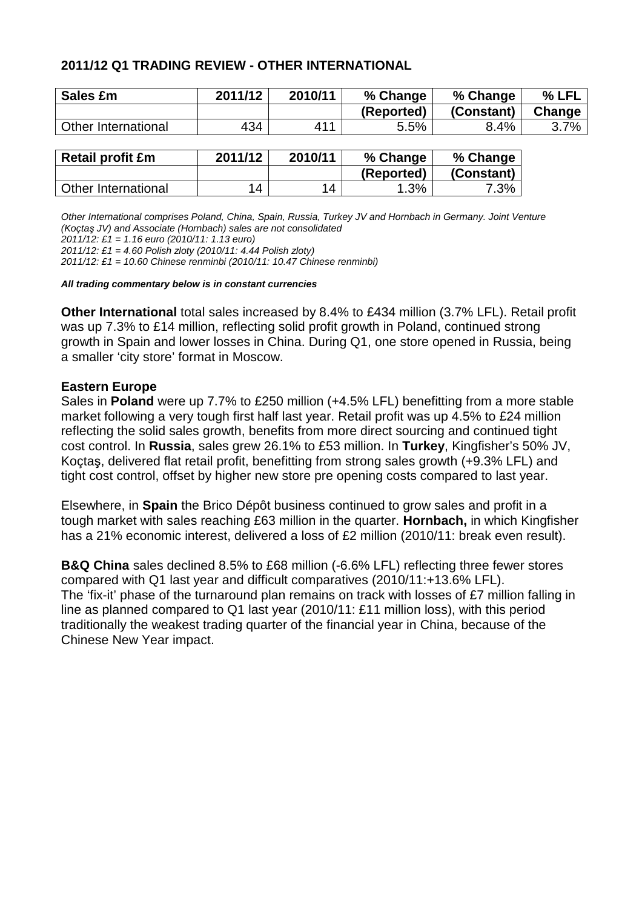## 2011/12 Q1 TRADING REVIEW - OTHER INTERNATIONAL

| Sales £m | 2011/12 | 2010/11 | % Change (Reported) | % Change (Constant) | % LFL Change |
|---|---|---|---|---|---|
| Other International | 434 | 411 | 5.5% | 8.4% | 3.7% |

| Retail profit £m | 2011/12 | 2010/11 | % Change (Reported) | % Change (Constant) |
|---|---|---|---|---|
| Other International | 14 | 14 | 1.3% | 7.3% |

*Other International comprises Poland, China, Spain, Russia, Turkey JV and Hornbach in Germany. Joint Venture (Koçtaş JV) and Associate (Hornbach) sales are not consolidated*
*2011/12: £1 = 1.16 euro (2010/11: 1.13 euro)*
*2011/12: £1 = 4.60 Polish zloty (2010/11: 4.44 Polish zloty)*
*2011/12: £1 = 10.60 Chinese renminbi (2010/11: 10.47 Chinese renminbi)*

***All trading commentary below is in constant currencies***

**Other International** total sales increased by 8.4% to £434 million (3.7% LFL). Retail profit was up 7.3% to £14 million, reflecting solid profit growth in Poland, continued strong growth in Spain and lower losses in China. During Q1, one store opened in Russia, being a smaller 'city store' format in Moscow.

**Eastern Europe**
Sales in **Poland** were up 7.7% to £250 million (+4.5% LFL) benefitting from a more stable market following a very tough first half last year. Retail profit was up 4.5% to £24 million reflecting the solid sales growth, benefits from more direct sourcing and continued tight cost control. In **Russia**, sales grew 26.1% to £53 million. In **Turkey**, Kingfisher's 50% JV, Koçtaş, delivered flat retail profit, benefitting from strong sales growth (+9.3% LFL) and tight cost control, offset by higher new store pre opening costs compared to last year.

Elsewhere, in **Spain** the Brico Dépôt business continued to grow sales and profit in a tough market with sales reaching £63 million in the quarter. **Hornbach,** in which Kingfisher has a 21% economic interest, delivered a loss of £2 million (2010/11: break even result).

**B&Q China** sales declined 8.5% to £68 million (-6.6% LFL) reflecting three fewer stores compared with Q1 last year and difficult comparatives (2010/11:+13.6% LFL).
The 'fix-it' phase of the turnaround plan remains on track with losses of £7 million falling in line as planned compared to Q1 last year (2010/11: £11 million loss), with this period traditionally the weakest trading quarter of the financial year in China, because of the Chinese New Year impact.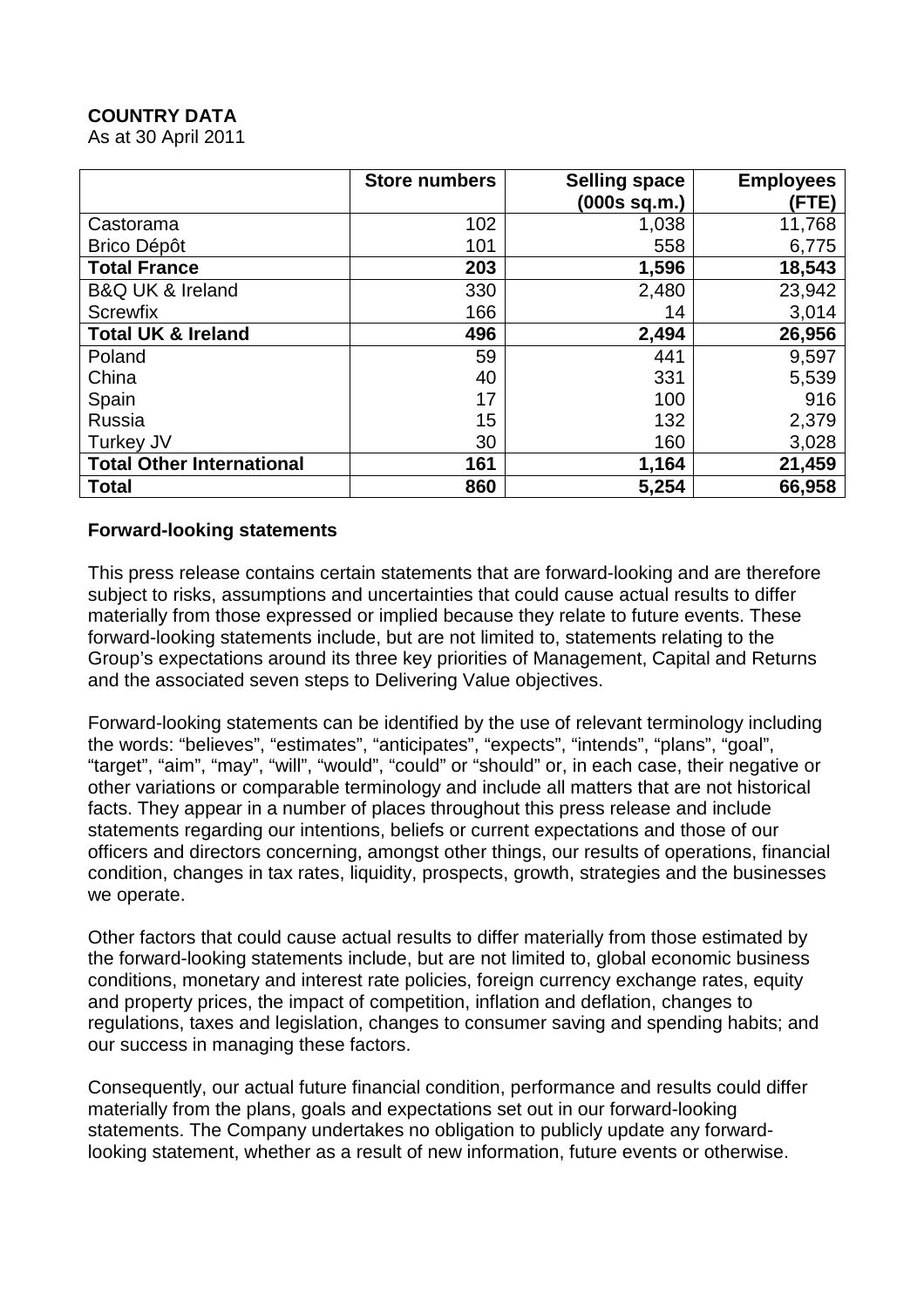**COUNTRY DATA**

As at 30 April 2011

| | Store numbers | Selling space (000s sq.m.) | Employees (FTE) |
|---|---|---|---|
| Castorama | 102 | 1,038 | 11,768 |
| Brico Dépôt | 101 | 558 | 6,775 |
| **Total France** | **203** | **1,596** | **18,543** |
| B&Q UK & Ireland | 330 | 2,480 | 23,942 |
| Screwfix | 166 | 14 | 3,014 |
| **Total UK & Ireland** | **496** | **2,494** | **26,956** |
| Poland | 59 | 441 | 9,597 |
| China | 40 | 331 | 5,539 |
| Spain | 17 | 100 | 916 |
| Russia | 15 | 132 | 2,379 |
| Turkey JV | 30 | 160 | 3,028 |
| **Total Other International** | **161** | **1,164** | **21,459** |
| **Total** | **860** | **5,254** | **66,958** |

**Forward-looking statements**

This press release contains certain statements that are forward-looking and are therefore subject to risks, assumptions and uncertainties that could cause actual results to differ materially from those expressed or implied because they relate to future events. These forward-looking statements include, but are not limited to, statements relating to the Group's expectations around its three key priorities of Management, Capital and Returns and the associated seven steps to Delivering Value objectives.

Forward-looking statements can be identified by the use of relevant terminology including the words: "believes", "estimates", "anticipates", "expects", "intends", "plans", "goal", "target", "aim", "may", "will", "would", "could" or "should" or, in each case, their negative or other variations or comparable terminology and include all matters that are not historical facts. They appear in a number of places throughout this press release and include statements regarding our intentions, beliefs or current expectations and those of our officers and directors concerning, amongst other things, our results of operations, financial condition, changes in tax rates, liquidity, prospects, growth, strategies and the businesses we operate.

Other factors that could cause actual results to differ materially from those estimated by the forward-looking statements include, but are not limited to, global economic business conditions, monetary and interest rate policies, foreign currency exchange rates, equity and property prices, the impact of competition, inflation and deflation, changes to regulations, taxes and legislation, changes to consumer saving and spending habits; and our success in managing these factors.

Consequently, our actual future financial condition, performance and results could differ materially from the plans, goals and expectations set out in our forward-looking statements. The Company undertakes no obligation to publicly update any forward-looking statement, whether as a result of new information, future events or otherwise.